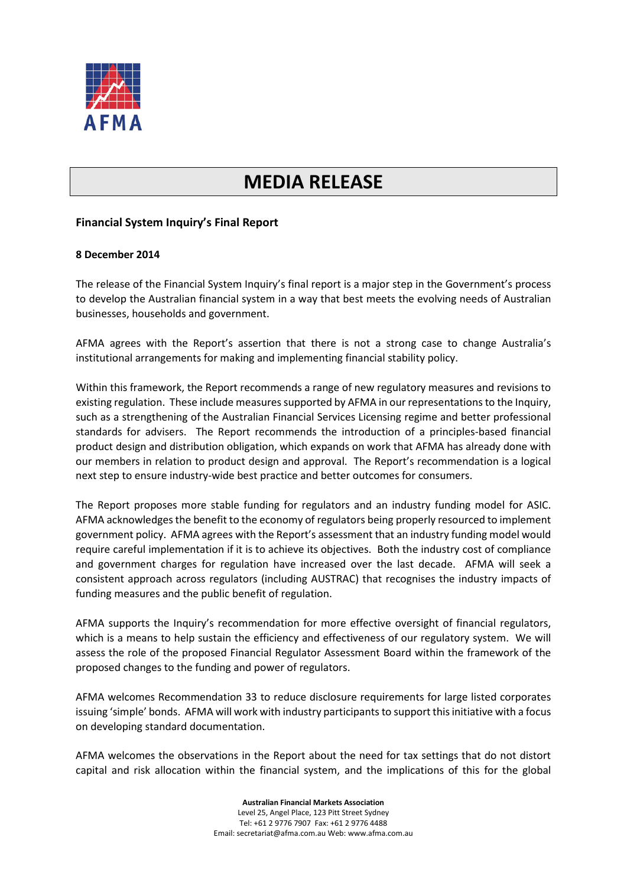AFMA

# MEDIA RELEASE

**Financial System Inquiry's Final Report**

**8 December 2014**

The release of the Financial System Inquiry's final report is a major step in the Government's process to develop the Australian financial system in a way that best meets the evolving needs of Australian businesses, households and government.

AFMA agrees with the Report's assertion that there is not a strong case to change Australia's institutional arrangements for making and implementing financial stability policy.

Within this framework, the Report recommends a range of new regulatory measures and revisions to existing regulation. These include measures supported by AFMA in our representations to the Inquiry, such as a strengthening of the Australian Financial Services Licensing regime and better professional standards for advisers. The Report recommends the introduction of a principles-based financial product design and distribution obligation, which expands on work that AFMA has already done with our members in relation to product design and approval. The Report's recommendation is a logical next step to ensure industry-wide best practice and better outcomes for consumers.

The Report proposes more stable funding for regulators and an industry funding model for ASIC. AFMA acknowledges the benefit to the economy of regulators being properly resourced to implement government policy. AFMA agrees with the Report's assessment that an industry funding model would require careful implementation if it is to achieve its objectives. Both the industry cost of compliance and government charges for regulation have increased over the last decade. AFMA will seek a consistent approach across regulators (including AUSTRAC) that recognises the industry impacts of funding measures and the public benefit of regulation.

AFMA supports the Inquiry's recommendation for more effective oversight of financial regulators, which is a means to help sustain the efficiency and effectiveness of our regulatory system. We will assess the role of the proposed Financial Regulator Assessment Board within the framework of the proposed changes to the funding and power of regulators.

AFMA welcomes Recommendation 33 to reduce disclosure requirements for large listed corporates issuing 'simple' bonds. AFMA will work with industry participants to support this initiative with a focus on developing standard documentation.

AFMA welcomes the observations in the Report about the need for tax settings that do not distort capital and risk allocation within the financial system, and the implications of this for the global

**Australian Financial Markets Association**
Level 25, Angel Place, 123 Pitt Street Sydney
Tel: +61 2 9776 7907 Fax: +61 2 9776 4488
Email: secretariat@afma.com.au Web: www.afma.com.au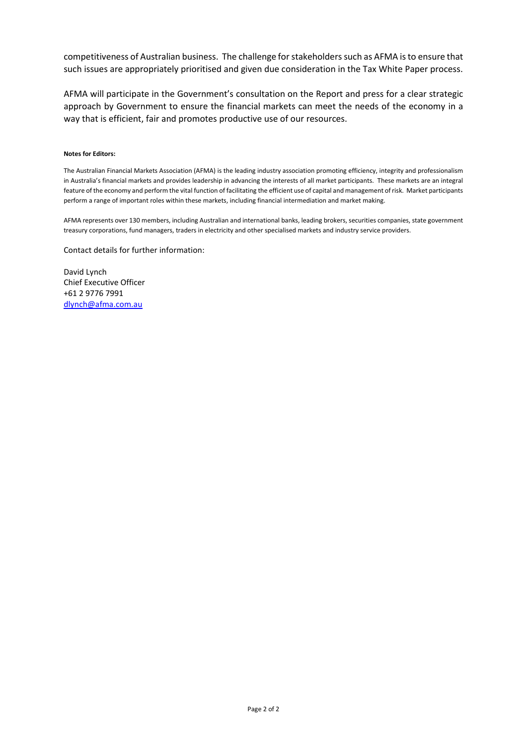competitiveness of Australian business. The challenge for stakeholders such as AFMA is to ensure that such issues are appropriately prioritised and given due consideration in the Tax White Paper process.

AFMA will participate in the Government's consultation on the Report and press for a clear strategic approach by Government to ensure the financial markets can meet the needs of the economy in a way that is efficient, fair and promotes productive use of our resources.

**Notes for Editors:**

The Australian Financial Markets Association (AFMA) is the leading industry association promoting efficiency, integrity and professionalism in Australia's financial markets and provides leadership in advancing the interests of all market participants. These markets are an integral feature of the economy and perform the vital function of facilitating the efficient use of capital and management of risk. Market participants perform a range of important roles within these markets, including financial intermediation and market making.

AFMA represents over 130 members, including Australian and international banks, leading brokers, securities companies, state government treasury corporations, fund managers, traders in electricity and other specialised markets and industry service providers.

Contact details for further information:

David Lynch
Chief Executive Officer
+61 2 9776 7991
dlynch@afma.com.au